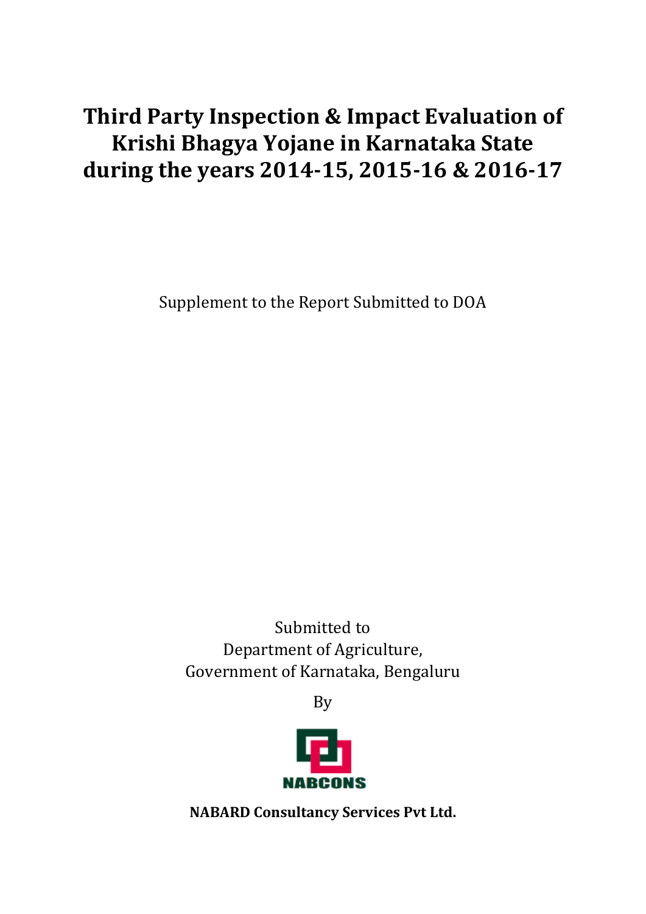# Third Party Inspection & Impact Evaluation of Krishi Bhagya Yojane in Karnataka State during the years 2014-15, 2015-16 & 2016-17

Supplement to the Report Submitted to DOA

Submitted to
Department of Agriculture,
Government of Karnataka, Bengaluru

By

NABCONS

**NABARD Consultancy Services Pvt Ltd.**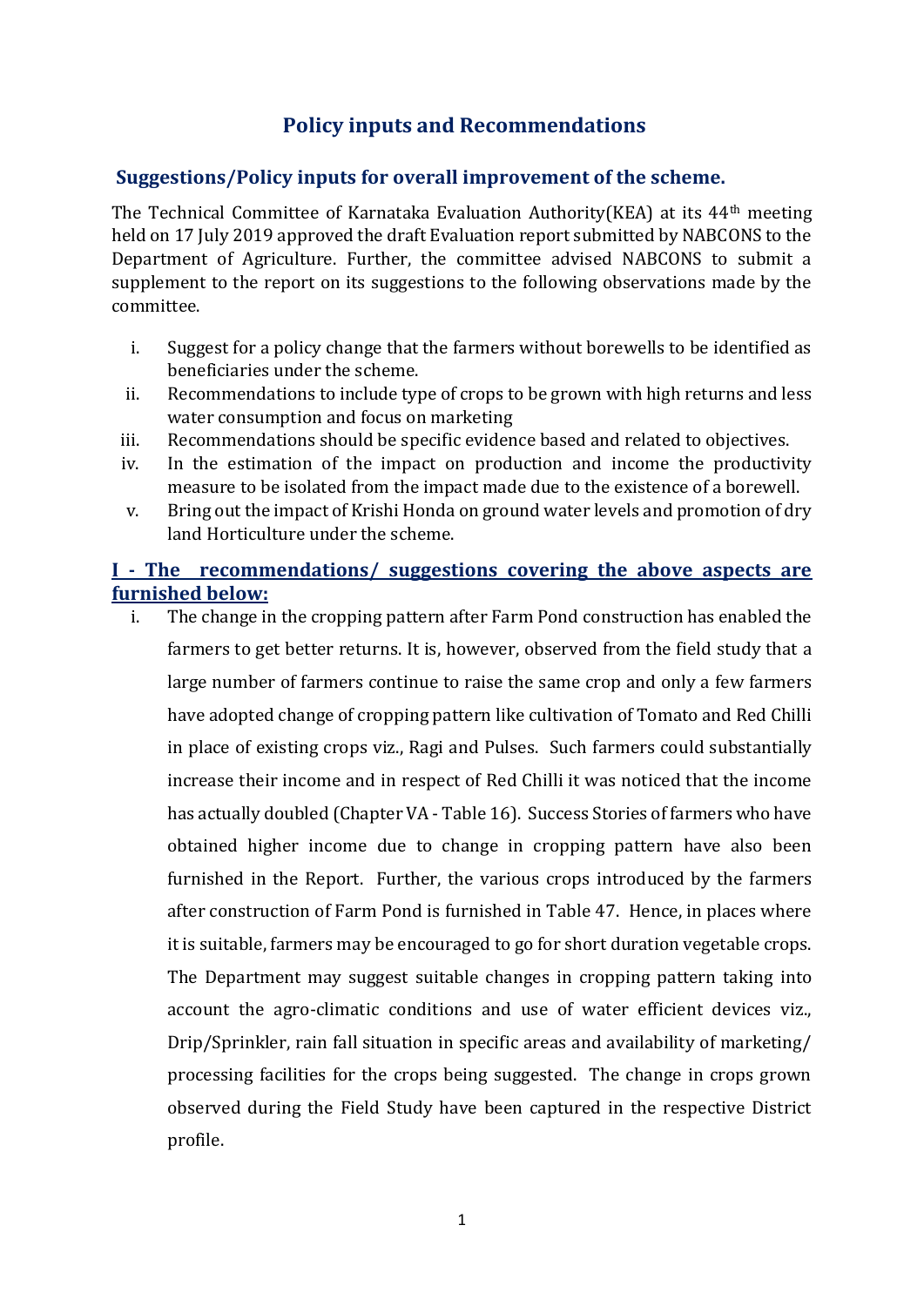# Policy inputs and Recommendations

## Suggestions/Policy inputs for overall improvement of the scheme.

The Technical Committee of Karnataka Evaluation Authority(KEA) at its 44th meeting held on 17 July 2019 approved the draft Evaluation report submitted by NABCONS to the Department of Agriculture. Further, the committee advised NABCONS to submit a supplement to the report on its suggestions to the following observations made by the committee.

i. Suggest for a policy change that the farmers without borewells to be identified as beneficiaries under the scheme.
ii. Recommendations to include type of crops to be grown with high returns and less water consumption and focus on marketing
iii. Recommendations should be specific evidence based and related to objectives.
iv. In the estimation of the impact on production and income the productivity measure to be isolated from the impact made due to the existence of a borewell.
v. Bring out the impact of Krishi Honda on ground water levels and promotion of dry land Horticulture under the scheme.

## I - The recommendations/ suggestions covering the above aspects are furnished below:

i. The change in the cropping pattern after Farm Pond construction has enabled the farmers to get better returns. It is, however, observed from the field study that a large number of farmers continue to raise the same crop and only a few farmers have adopted change of cropping pattern like cultivation of Tomato and Red Chilli in place of existing crops viz., Ragi and Pulses. Such farmers could substantially increase their income and in respect of Red Chilli it was noticed that the income has actually doubled (Chapter VA - Table 16). Success Stories of farmers who have obtained higher income due to change in cropping pattern have also been furnished in the Report. Further, the various crops introduced by the farmers after construction of Farm Pond is furnished in Table 47. Hence, in places where it is suitable, farmers may be encouraged to go for short duration vegetable crops. The Department may suggest suitable changes in cropping pattern taking into account the agro-climatic conditions and use of water efficient devices viz., Drip/Sprinkler, rain fall situation in specific areas and availability of marketing/ processing facilities for the crops being suggested. The change in crops grown observed during the Field Study have been captured in the respective District profile.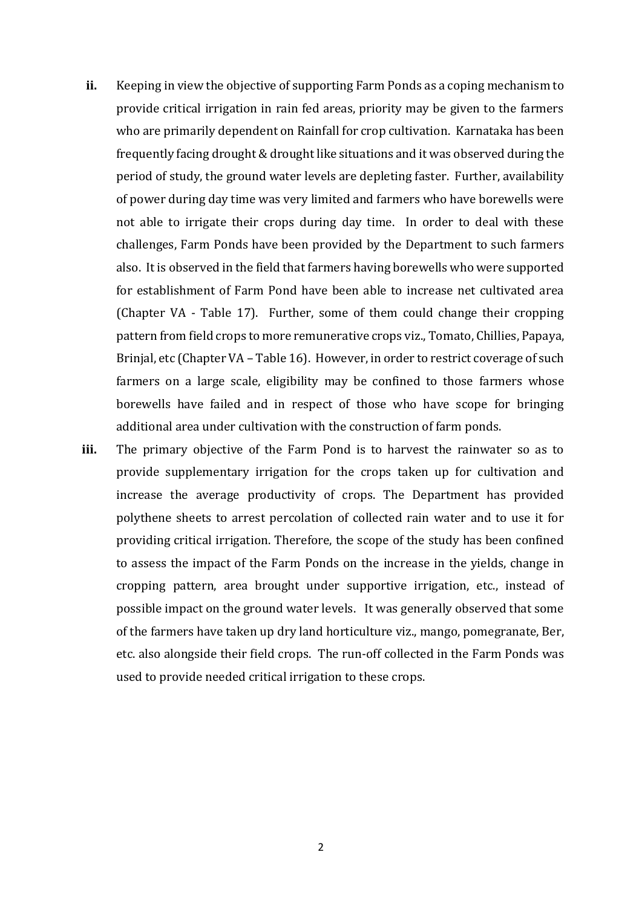**ii.** Keeping in view the objective of supporting Farm Ponds as a coping mechanism to provide critical irrigation in rain fed areas, priority may be given to the farmers who are primarily dependent on Rainfall for crop cultivation. Karnataka has been frequently facing drought & drought like situations and it was observed during the period of study, the ground water levels are depleting faster. Further, availability of power during day time was very limited and farmers who have borewells were not able to irrigate their crops during day time. In order to deal with these challenges, Farm Ponds have been provided by the Department to such farmers also. It is observed in the field that farmers having borewells who were supported for establishment of Farm Pond have been able to increase net cultivated area (Chapter VA - Table 17). Further, some of them could change their cropping pattern from field crops to more remunerative crops viz., Tomato, Chillies, Papaya, Brinjal, etc (Chapter VA – Table 16). However, in order to restrict coverage of such farmers on a large scale, eligibility may be confined to those farmers whose borewells have failed and in respect of those who have scope for bringing additional area under cultivation with the construction of farm ponds.

**iii.** The primary objective of the Farm Pond is to harvest the rainwater so as to provide supplementary irrigation for the crops taken up for cultivation and increase the average productivity of crops. The Department has provided polythene sheets to arrest percolation of collected rain water and to use it for providing critical irrigation. Therefore, the scope of the study has been confined to assess the impact of the Farm Ponds on the increase in the yields, change in cropping pattern, area brought under supportive irrigation, etc., instead of possible impact on the ground water levels. It was generally observed that some of the farmers have taken up dry land horticulture viz., mango, pomegranate, Ber, etc. also alongside their field crops. The run-off collected in the Farm Ponds was used to provide needed critical irrigation to these crops.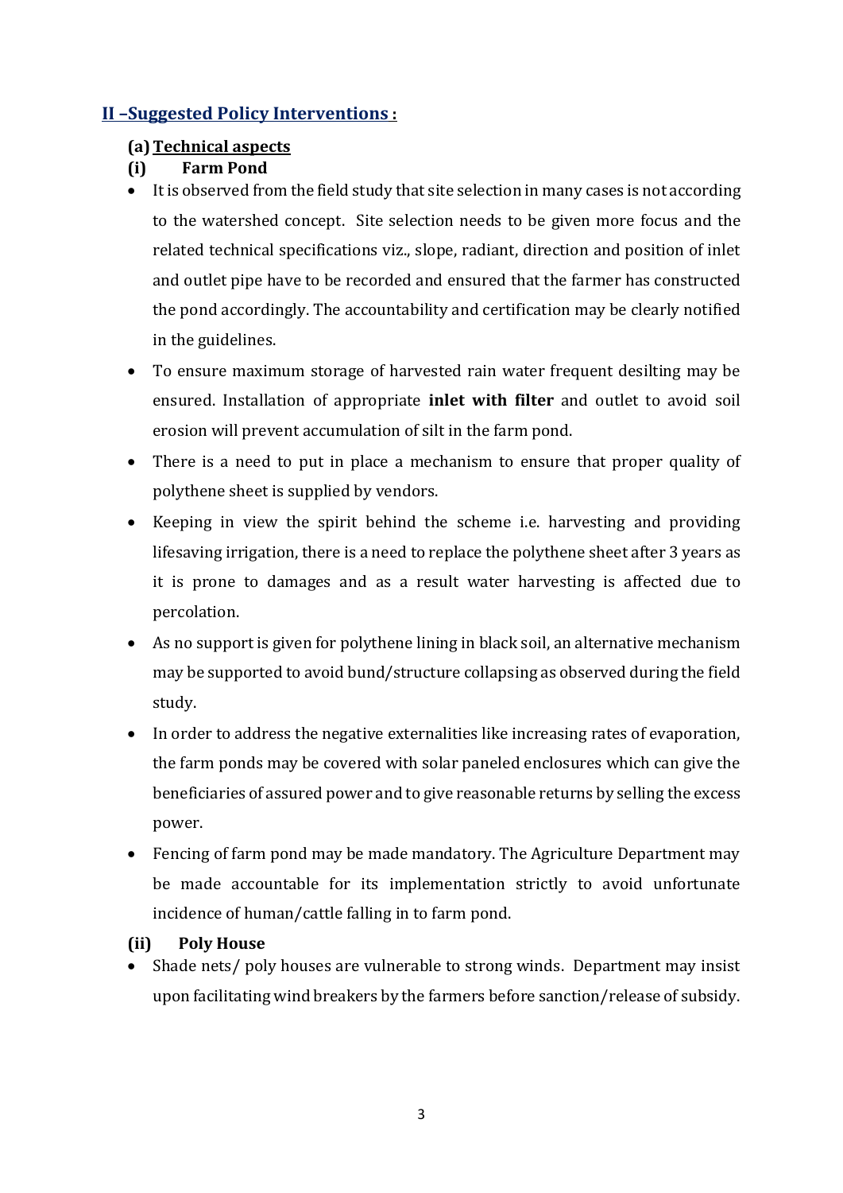## II –Suggested Policy Interventions :

### (a) Technical aspects

#### (i) Farm Pond

- It is observed from the field study that site selection in many cases is not according to the watershed concept. Site selection needs to be given more focus and the related technical specifications viz., slope, radiant, direction and position of inlet and outlet pipe have to be recorded and ensured that the farmer has constructed the pond accordingly. The accountability and certification may be clearly notified in the guidelines.
- To ensure maximum storage of harvested rain water frequent desilting may be ensured. Installation of appropriate **inlet with filter** and outlet to avoid soil erosion will prevent accumulation of silt in the farm pond.
- There is a need to put in place a mechanism to ensure that proper quality of polythene sheet is supplied by vendors.
- Keeping in view the spirit behind the scheme i.e. harvesting and providing lifesaving irrigation, there is a need to replace the polythene sheet after 3 years as it is prone to damages and as a result water harvesting is affected due to percolation.
- As no support is given for polythene lining in black soil, an alternative mechanism may be supported to avoid bund/structure collapsing as observed during the field study.
- In order to address the negative externalities like increasing rates of evaporation, the farm ponds may be covered with solar paneled enclosures which can give the beneficiaries of assured power and to give reasonable returns by selling the excess power.
- Fencing of farm pond may be made mandatory. The Agriculture Department may be made accountable for its implementation strictly to avoid unfortunate incidence of human/cattle falling in to farm pond.

#### (ii) Poly House

- Shade nets/ poly houses are vulnerable to strong winds. Department may insist upon facilitating wind breakers by the farmers before sanction/release of subsidy.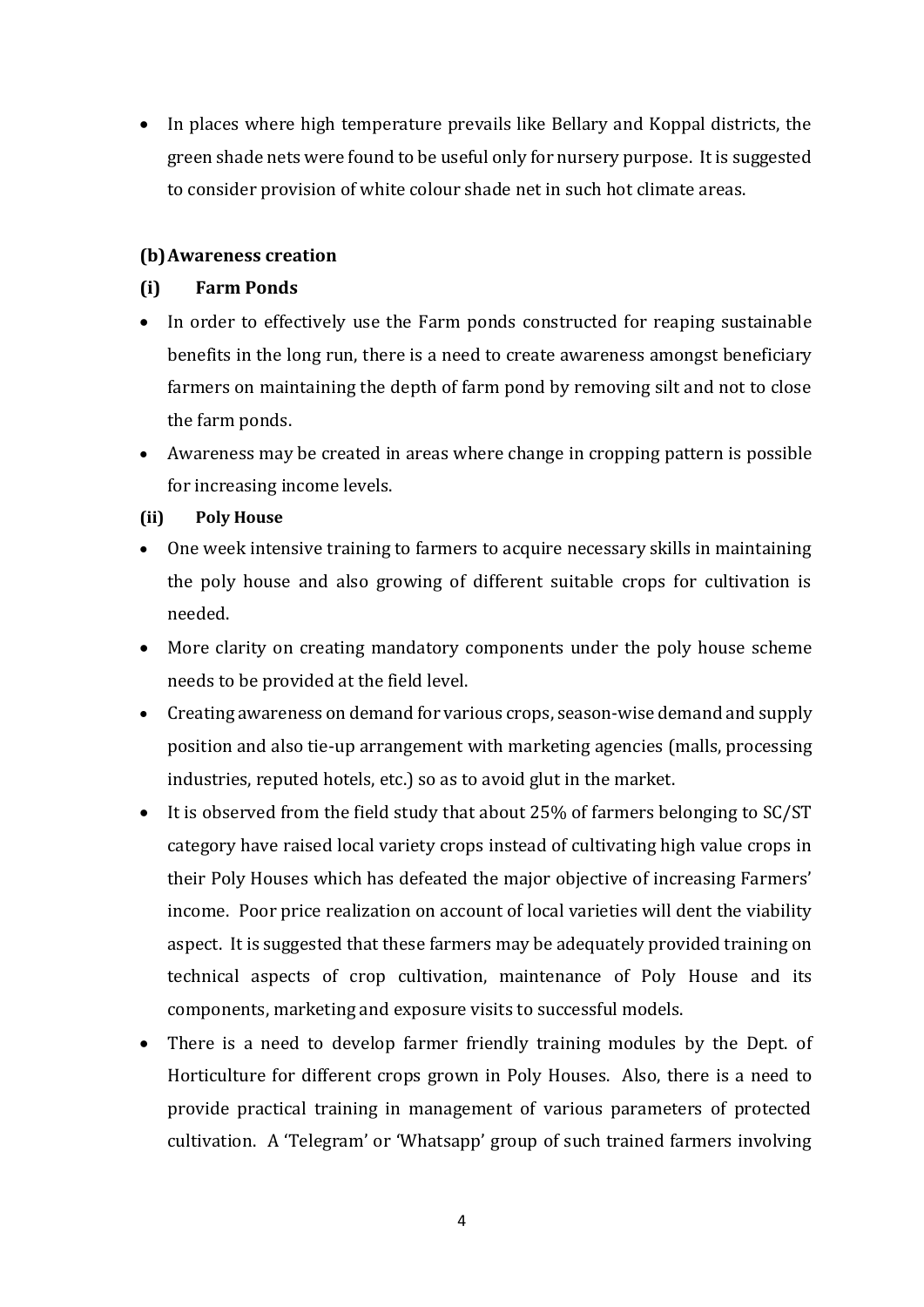- In places where high temperature prevails like Bellary and Koppal districts, the green shade nets were found to be useful only for nursery purpose. It is suggested to consider provision of white colour shade net in such hot climate areas.

### (b) Awareness creation

#### (i) Farm Ponds

- In order to effectively use the Farm ponds constructed for reaping sustainable benefits in the long run, there is a need to create awareness amongst beneficiary farmers on maintaining the depth of farm pond by removing silt and not to close the farm ponds.
- Awareness may be created in areas where change in cropping pattern is possible for increasing income levels.

#### (ii) Poly House

- One week intensive training to farmers to acquire necessary skills in maintaining the poly house and also growing of different suitable crops for cultivation is needed.
- More clarity on creating mandatory components under the poly house scheme needs to be provided at the field level.
- Creating awareness on demand for various crops, season-wise demand and supply position and also tie-up arrangement with marketing agencies (malls, processing industries, reputed hotels, etc.) so as to avoid glut in the market.
- It is observed from the field study that about 25% of farmers belonging to SC/ST category have raised local variety crops instead of cultivating high value crops in their Poly Houses which has defeated the major objective of increasing Farmers' income. Poor price realization on account of local varieties will dent the viability aspect. It is suggested that these farmers may be adequately provided training on technical aspects of crop cultivation, maintenance of Poly House and its components, marketing and exposure visits to successful models.
- There is a need to develop farmer friendly training modules by the Dept. of Horticulture for different crops grown in Poly Houses. Also, there is a need to provide practical training in management of various parameters of protected cultivation. A 'Telegram' or 'Whatsapp' group of such trained farmers involving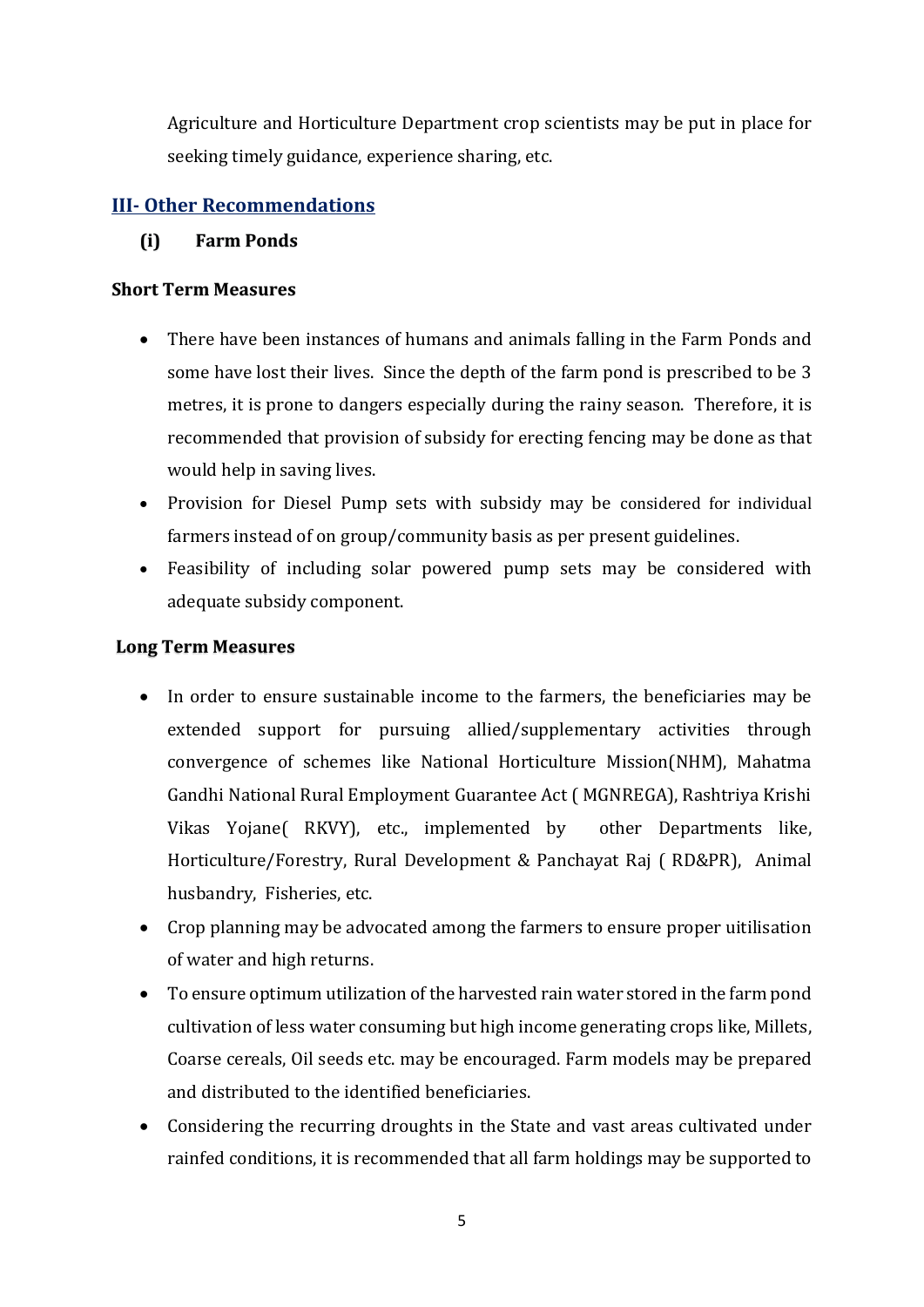Agriculture and Horticulture Department crop scientists may be put in place for seeking timely guidance, experience sharing, etc.

## III- Other Recommendations

### (i) Farm Ponds

**Short Term Measures**

- There have been instances of humans and animals falling in the Farm Ponds and some have lost their lives. Since the depth of the farm pond is prescribed to be 3 metres, it is prone to dangers especially during the rainy season. Therefore, it is recommended that provision of subsidy for erecting fencing may be done as that would help in saving lives.
- Provision for Diesel Pump sets with subsidy may be considered for individual farmers instead of on group/community basis as per present guidelines.
- Feasibility of including solar powered pump sets may be considered with adequate subsidy component.

**Long Term Measures**

- In order to ensure sustainable income to the farmers, the beneficiaries may be extended support for pursuing allied/supplementary activities through convergence of schemes like National Horticulture Mission(NHM), Mahatma Gandhi National Rural Employment Guarantee Act ( MGNREGA), Rashtriya Krishi Vikas Yojane( RKVY), etc., implemented by other Departments like, Horticulture/Forestry, Rural Development & Panchayat Raj ( RD&PR), Animal husbandry, Fisheries, etc.
- Crop planning may be advocated among the farmers to ensure proper uitilisation of water and high returns.
- To ensure optimum utilization of the harvested rain water stored in the farm pond cultivation of less water consuming but high income generating crops like, Millets, Coarse cereals, Oil seeds etc. may be encouraged. Farm models may be prepared and distributed to the identified beneficiaries.
- Considering the recurring droughts in the State and vast areas cultivated under rainfed conditions, it is recommended that all farm holdings may be supported to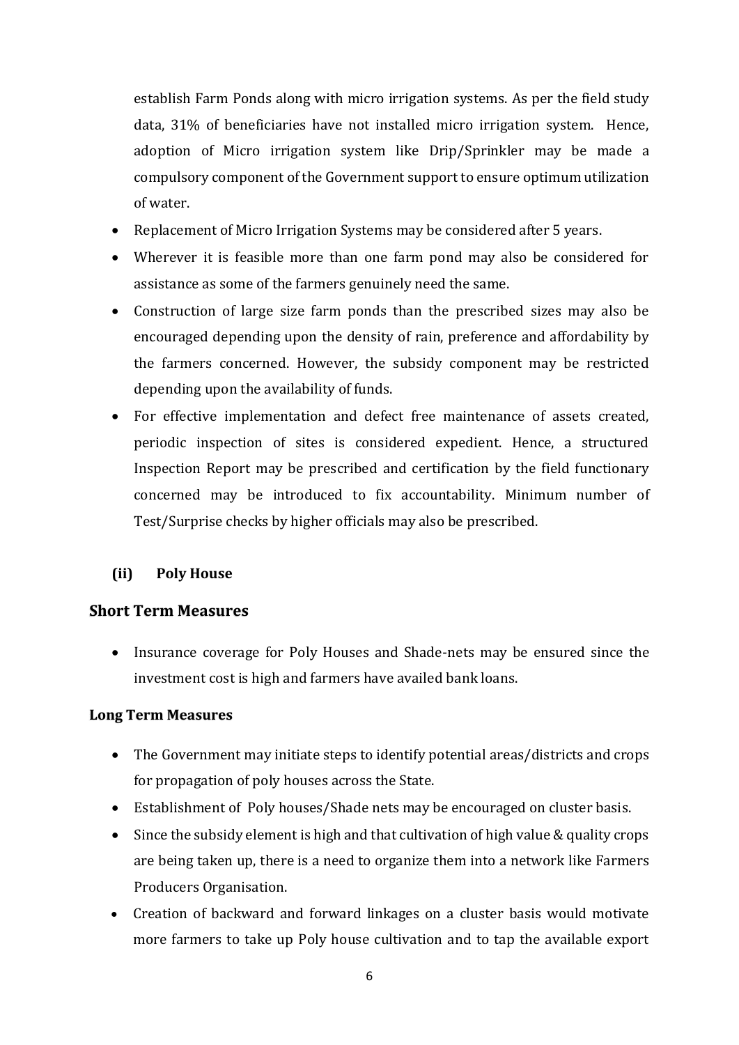establish Farm Ponds along with micro irrigation systems. As per the field study data, 31% of beneficiaries have not installed micro irrigation system. Hence, adoption of Micro irrigation system like Drip/Sprinkler may be made a compulsory component of the Government support to ensure optimum utilization of water.

- Replacement of Micro Irrigation Systems may be considered after 5 years.
- Wherever it is feasible more than one farm pond may also be considered for assistance as some of the farmers genuinely need the same.
- Construction of large size farm ponds than the prescribed sizes may also be encouraged depending upon the density of rain, preference and affordability by the farmers concerned. However, the subsidy component may be restricted depending upon the availability of funds.
- For effective implementation and defect free maintenance of assets created, periodic inspection of sites is considered expedient. Hence, a structured Inspection Report may be prescribed and certification by the field functionary concerned may be introduced to fix accountability. Minimum number of Test/Surprise checks by higher officials may also be prescribed.

**(ii) Poly House**

### Short Term Measures

- Insurance coverage for Poly Houses and Shade-nets may be ensured since the investment cost is high and farmers have availed bank loans.

**Long Term Measures**

- The Government may initiate steps to identify potential areas/districts and crops for propagation of poly houses across the State.
- Establishment of Poly houses/Shade nets may be encouraged on cluster basis.
- Since the subsidy element is high and that cultivation of high value & quality crops are being taken up, there is a need to organize them into a network like Farmers Producers Organisation.
- Creation of backward and forward linkages on a cluster basis would motivate more farmers to take up Poly house cultivation and to tap the available export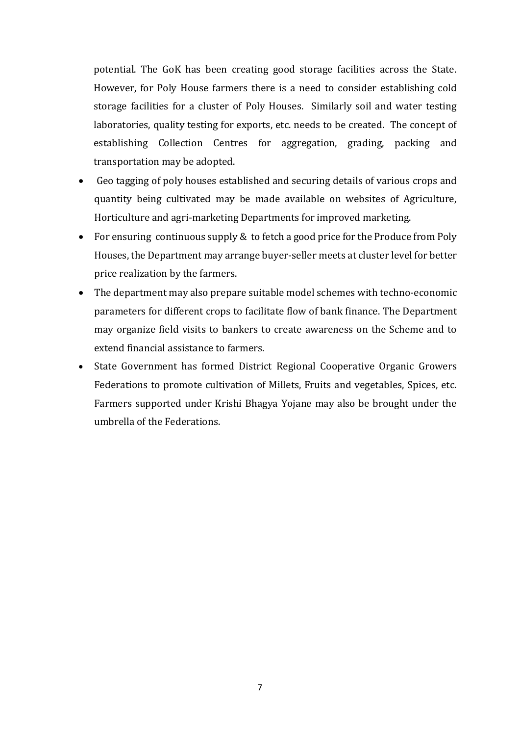potential. The GoK has been creating good storage facilities across the State. However, for Poly House farmers there is a need to consider establishing cold storage facilities for a cluster of Poly Houses. Similarly soil and water testing laboratories, quality testing for exports, etc. needs to be created. The concept of establishing Collection Centres for aggregation, grading, packing and transportation may be adopted.

- Geo tagging of poly houses established and securing details of various crops and quantity being cultivated may be made available on websites of Agriculture, Horticulture and agri-marketing Departments for improved marketing.
- For ensuring continuous supply & to fetch a good price for the Produce from Poly Houses, the Department may arrange buyer-seller meets at cluster level for better price realization by the farmers.
- The department may also prepare suitable model schemes with techno-economic parameters for different crops to facilitate flow of bank finance. The Department may organize field visits to bankers to create awareness on the Scheme and to extend financial assistance to farmers.
- State Government has formed District Regional Cooperative Organic Growers Federations to promote cultivation of Millets, Fruits and vegetables, Spices, etc. Farmers supported under Krishi Bhagya Yojane may also be brought under the umbrella of the Federations.